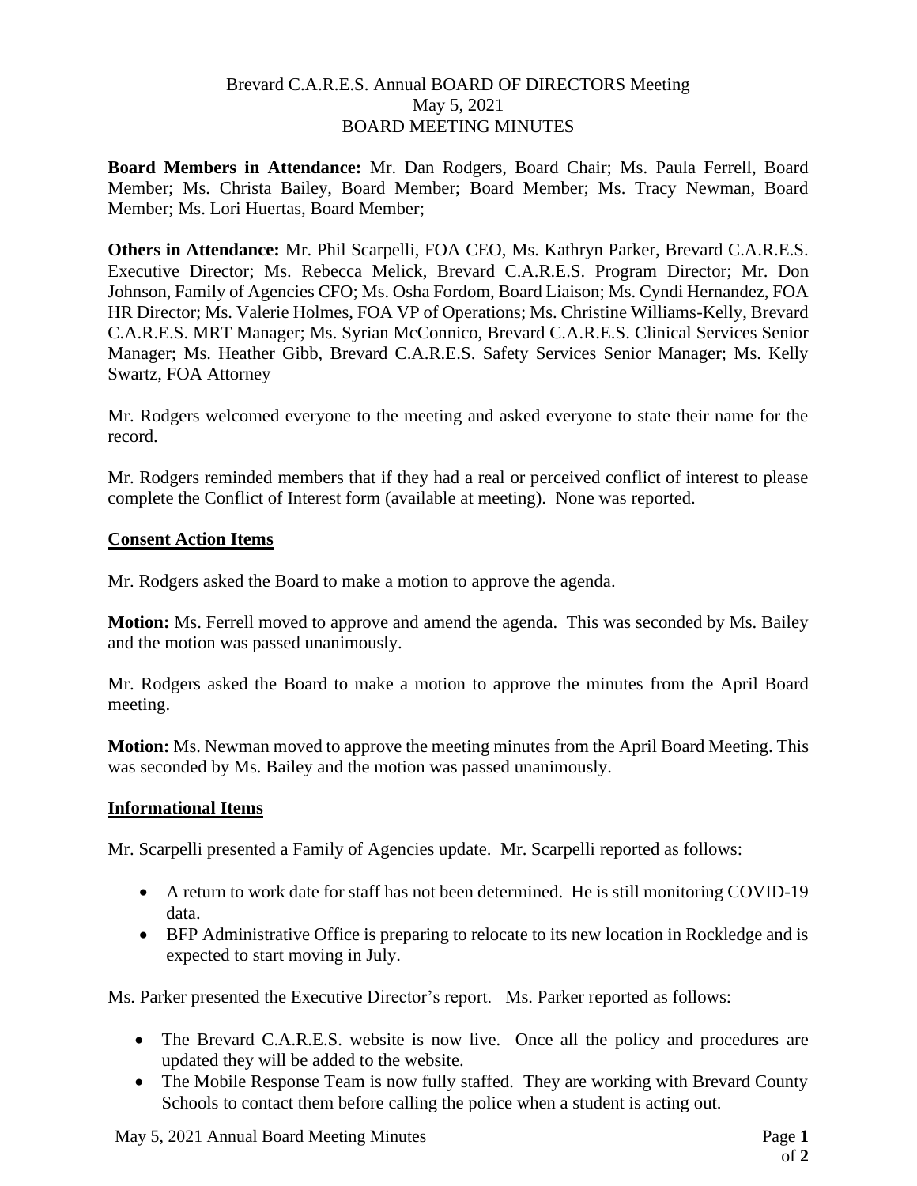Brevard C.A.R.E.S. Annual BOARD OF DIRECTORS Meeting
May 5, 2021
BOARD MEETING MINUTES

**Board Members in Attendance:** Mr. Dan Rodgers, Board Chair; Ms. Paula Ferrell, Board Member; Ms. Christa Bailey, Board Member; Board Member; Ms. Tracy Newman, Board Member; Ms. Lori Huertas, Board Member;

**Others in Attendance:** Mr. Phil Scarpelli, FOA CEO, Ms. Kathryn Parker, Brevard C.A.R.E.S. Executive Director; Ms. Rebecca Melick, Brevard C.A.R.E.S. Program Director; Mr. Don Johnson, Family of Agencies CFO; Ms. Osha Fordom, Board Liaison; Ms. Cyndi Hernandez, FOA HR Director; Ms. Valerie Holmes, FOA VP of Operations; Ms. Christine Williams-Kelly, Brevard C.A.R.E.S. MRT Manager; Ms. Syrian McConnico, Brevard C.A.R.E.S. Clinical Services Senior Manager; Ms. Heather Gibb, Brevard C.A.R.E.S. Safety Services Senior Manager; Ms. Kelly Swartz, FOA Attorney

Mr. Rodgers welcomed everyone to the meeting and asked everyone to state their name for the record.

Mr. Rodgers reminded members that if they had a real or perceived conflict of interest to please complete the Conflict of Interest form (available at meeting). None was reported.

## Consent Action Items

Mr. Rodgers asked the Board to make a motion to approve the agenda.

**Motion:** Ms. Ferrell moved to approve and amend the agenda. This was seconded by Ms. Bailey and the motion was passed unanimously.

Mr. Rodgers asked the Board to make a motion to approve the minutes from the April Board meeting.

**Motion:** Ms. Newman moved to approve the meeting minutes from the April Board Meeting. This was seconded by Ms. Bailey and the motion was passed unanimously.

## Informational Items

Mr. Scarpelli presented a Family of Agencies update. Mr. Scarpelli reported as follows:

- A return to work date for staff has not been determined. He is still monitoring COVID-19 data.
- BFP Administrative Office is preparing to relocate to its new location in Rockledge and is expected to start moving in July.

Ms. Parker presented the Executive Director's report. Ms. Parker reported as follows:

- The Brevard C.A.R.E.S. website is now live. Once all the policy and procedures are updated they will be added to the website.
- The Mobile Response Team is now fully staffed. They are working with Brevard County Schools to contact them before calling the police when a student is acting out.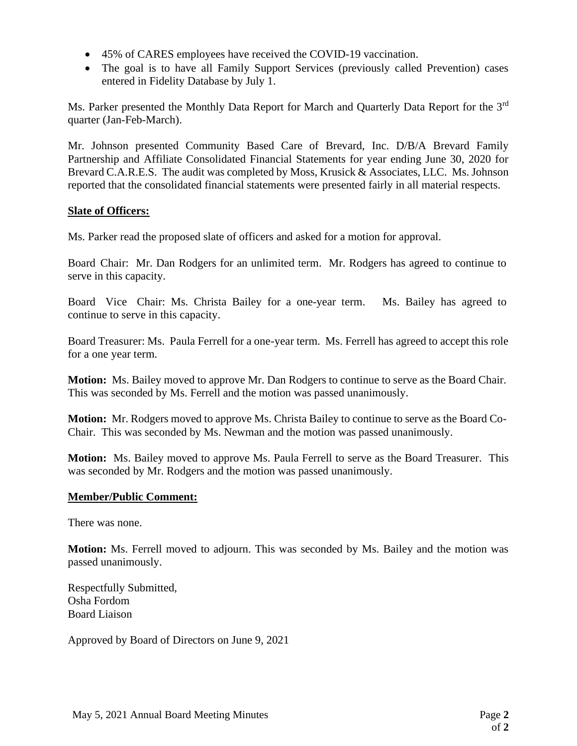- 45% of CARES employees have received the COVID-19 vaccination.
- The goal is to have all Family Support Services (previously called Prevention) cases entered in Fidelity Database by July 1.

Ms. Parker presented the Monthly Data Report for March and Quarterly Data Report for the 3rd quarter (Jan-Feb-March).

Mr. Johnson presented Community Based Care of Brevard, Inc. D/B/A Brevard Family Partnership and Affiliate Consolidated Financial Statements for year ending June 30, 2020 for Brevard C.A.R.E.S. The audit was completed by Moss, Krusick & Associates, LLC. Ms. Johnson reported that the consolidated financial statements were presented fairly in all material respects.

**Slate of Officers:**

Ms. Parker read the proposed slate of officers and asked for a motion for approval.

Board Chair: Mr. Dan Rodgers for an unlimited term. Mr. Rodgers has agreed to continue to serve in this capacity.

Board Vice Chair: Ms. Christa Bailey for a one-year term. Ms. Bailey has agreed to continue to serve in this capacity.

Board Treasurer: Ms. Paula Ferrell for a one-year term. Ms. Ferrell has agreed to accept this role for a one year term.

**Motion:** Ms. Bailey moved to approve Mr. Dan Rodgers to continue to serve as the Board Chair. This was seconded by Ms. Ferrell and the motion was passed unanimously.

**Motion:** Mr. Rodgers moved to approve Ms. Christa Bailey to continue to serve as the Board Co-Chair. This was seconded by Ms. Newman and the motion was passed unanimously.

**Motion:** Ms. Bailey moved to approve Ms. Paula Ferrell to serve as the Board Treasurer. This was seconded by Mr. Rodgers and the motion was passed unanimously.

**Member/Public Comment:**

There was none.

**Motion:** Ms. Ferrell moved to adjourn. This was seconded by Ms. Bailey and the motion was passed unanimously.

Respectfully Submitted,
Osha Fordom
Board Liaison

Approved by Board of Directors on June 9, 2021